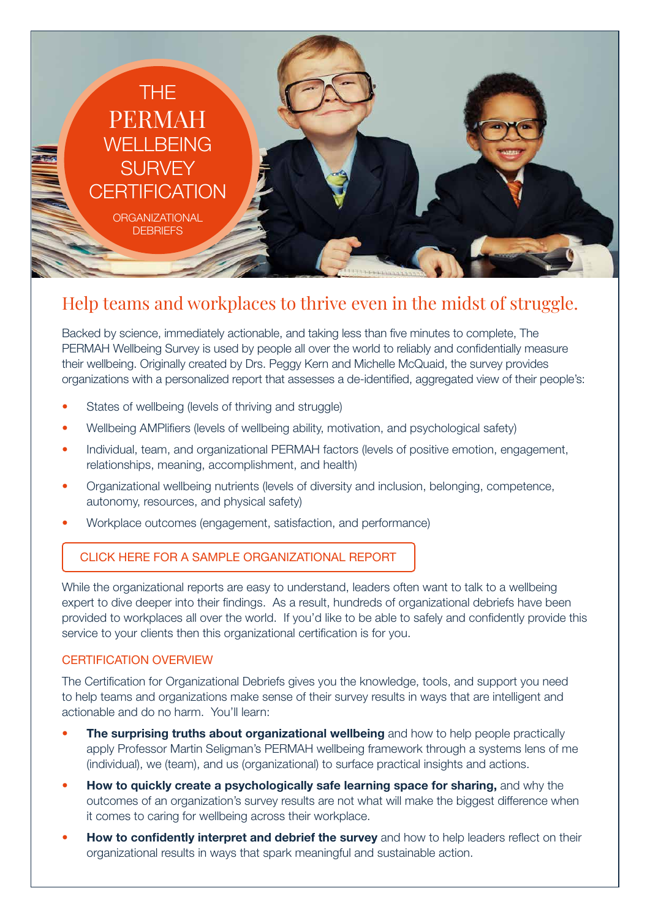# THE PERMAH WELLBEING SURVEY CERTIFICATION

ORGANIZATIONAL DEBRIEFS

## Help teams and workplaces to thrive even in the midst of struggle.

Backed by science, immediately actionable, and taking less than five minutes to complete, The PERMAH Wellbeing Survey is used by people all over the world to reliably and confidentially measure their wellbeing. Originally created by Drs. Peggy Kern and Michelle McQuaid, the survey provides organizations with a personalized report that assesses a de-identified, aggregated view of their people's:

- States of wellbeing (levels of thriving and struggle)
- Wellbeing AMPlifiers (levels of wellbeing ability, motivation, and psychological safety)
- Individual, team, and organizational PERMAH factors (levels of positive emotion, engagement, relationships, meaning, accomplishment, and health)
- Organizational wellbeing nutrients (levels of diversity and inclusion, belonging, competence, autonomy, resources, and physical safety)
- Workplace outcomes (engagement, satisfaction, and performance)

CLICK HERE FOR A SAMPLE ORGANIZATIONAL REPORT

While the organizational reports are easy to understand, leaders often want to talk to a wellbeing expert to dive deeper into their findings. As a result, hundreds of organizational debriefs have been provided to workplaces all over the world. If you'd like to be able to safely and confidently provide this service to your clients then this organizational certification is for you.

### CERTIFICATION OVERVIEW

The Certification for Organizational Debriefs gives you the knowledge, tools, and support you need to help teams and organizations make sense of their survey results in ways that are intelligent and actionable and do no harm. You'll learn:

- **The surprising truths about organizational wellbeing** and how to help people practically apply Professor Martin Seligman's PERMAH wellbeing framework through a systems lens of me (individual), we (team), and us (organizational) to surface practical insights and actions.
- **How to quickly create a psychologically safe learning space for sharing,** and why the outcomes of an organization's survey results are not what will make the biggest difference when it comes to caring for wellbeing across their workplace.
- **How to confidently interpret and debrief the survey** and how to help leaders reflect on their organizational results in ways that spark meaningful and sustainable action.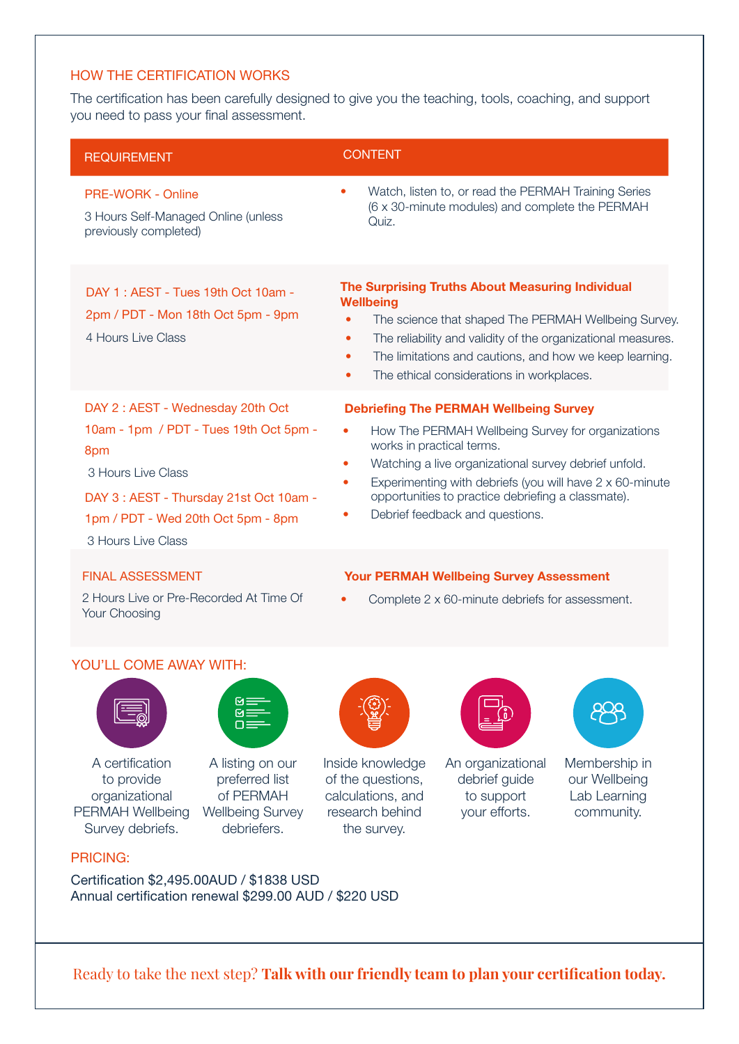## HOW THE CERTIFICATION WORKS

The certification has been carefully designed to give you the teaching, tools, coaching, and support you need to pass your final assessment.

| REQUIREMENT | CONTENT |
|---|---|
| PRE-WORK - Online<br>3 Hours Self-Managed Online (unless previously completed) | • Watch, listen to, or read the PERMAH Training Series (6 x 30-minute modules) and complete the PERMAH Quiz. |
| DAY 1 : AEST - Tues 19th Oct 10am - 2pm / PDT - Mon 18th Oct 5pm - 9pm<br>4 Hours Live Class | **The Surprising Truths About Measuring Individual Wellbeing**<br>• The science that shaped The PERMAH Wellbeing Survey.<br>• The reliability and validity of the organizational measures.<br>• The limitations and cautions, and how we keep learning.<br>• The ethical considerations in workplaces. |
| DAY 2 : AEST - Wednesday 20th Oct 10am - 1pm / PDT - Tues 19th Oct 5pm - 8pm<br>3 Hours Live Class<br>DAY 3 : AEST - Thursday 21st Oct 10am - 1pm / PDT - Wed 20th Oct 5pm - 8pm<br>3 Hours Live Class | **Debriefing The PERMAH Wellbeing Survey**<br>• How The PERMAH Wellbeing Survey for organizations works in practical terms.<br>• Watching a live organizational survey debrief unfold.<br>• Experimenting with debriefs (you will have 2 x 60-minute opportunities to practice debriefing a classmate).<br>• Debrief feedback and questions. |
| FINAL ASSESSMENT<br>2 Hours Live or Pre-Recorded At Time Of Your Choosing | **Your PERMAH Wellbeing Survey Assessment**<br>• Complete 2 x 60-minute debriefs for assessment. |

## YOU'LL COME AWAY WITH:

- A certification to provide organizational PERMAH Wellbeing Survey debriefs.
- A listing on our preferred list of PERMAH Wellbeing Survey debriefers.
- Inside knowledge of the questions, calculations, and research behind the survey.
- An organizational debrief guide to support your efforts.
- Membership in our Wellbeing Lab Learning community.

## PRICING:

Certification $2,495.00AUD / $1838 USD
Annual certification renewal $299.00 AUD / $220 USD

Ready to take the next step? **Talk with our friendly team to plan your certification today.**